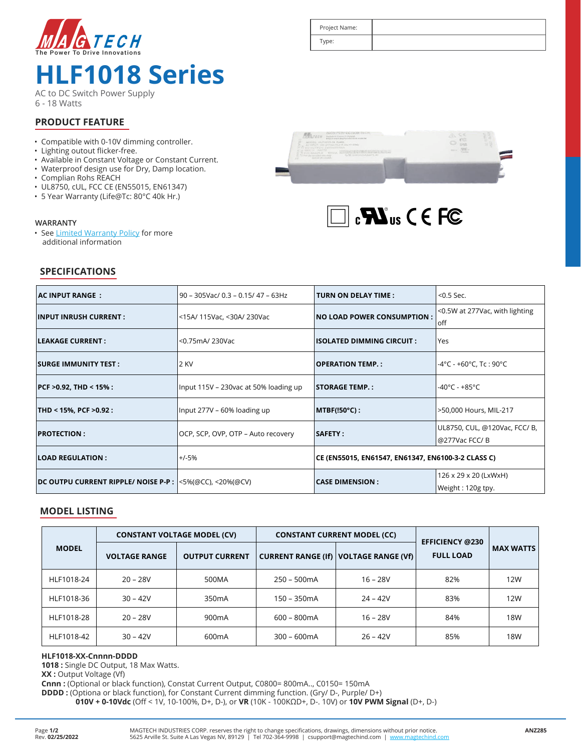MAGTECH
The Power To Drive Innovations

| Project Name: | |
|---|---|
| Type: | |

# HLF1018 Series

AC to DC Switch Power Supply
6 - 18 Watts

## PRODUCT FEATURE

- Compatible with 0-10V dimming controller.
- Lighting outout flicker-free.
- Available in Constant Voltage or Constant Current.
- Waterproof design use for Dry, Damp location.
- Complian Rohs REACH
- UL8750, cUL, FCC CE (EN55015, EN61347)
- 5 Year Warranty (Life@Tc: 80°C 40k Hr.)

WARRANTY

- See Limited Warranty Policy for more additional information

## SPECIFICATIONS

| | | | |
|---|---|---|---|
| **AC INPUT RANGE :** | 90 – 305Vac/ 0.3 – 0.15/ 47 – 63Hz | **TURN ON DELAY TIME :** | <0.5 Sec. |
| **INPUT INRUSH CURRENT :** | <15A/ 115Vac, <30A/ 230Vac | **NO LOAD POWER CONSUMPTION :** | <0.5W at 277Vac, with lighting off |
| **LEAKAGE CURRENT :** | <0.75mA/ 230Vac | **ISOLATED DIMMING CIRCUIT :** | Yes |
| **SURGE IMMUNITY TEST :** | 2 KV | **OPERATION TEMP. :** | -4°C - +60°C, Tc : 90°C |
| **PCF >0.92, THD < 15% :** | Input 115V – 230vac at 50% loading up | **STORAGE TEMP. :** | -40°C - +85°C |
| **THD < 15%, PCF >0.92 :** | Input 277V – 60% loading up | **MTBF(!50°C) :** | >50,000 Hours, MIL-217 |
| **PROTECTION :** | OCP, SCP, OVP, OTP – Auto recovery | **SAFETY :** | UL8750, CUL, @120Vac, FCC/ B, @277Vac FCC/ B |
| **LOAD REGULATION :** | +/-5% | **CE (EN55015, EN61547, EN61347, EN6100-3-2 CLASS C)** | |
| **DC OUTPU CURRENT RIPPLE/ NOISE P-P :** | <5%(@CC), <20%(@CV) | **CASE DIMENSION :** | 126 x 29 x 20 (LxWxH) Weight : 120g tpy. |

## MODEL LISTING

| MODEL | CONSTANT VOLTAGE MODEL (CV) | | CONSTANT CURRENT MODEL (CC) | | EFFICIENCY @230 FULL LOAD | MAX WATTS |
|---|---|---|---|---|---|---|
| | VOLTAGE RANGE | OUTPUT CURRENT | CURRENT RANGE (If) | VOLTAGE RANGE (Vf) | | |
| HLF1018-24 | 20 – 28V | 500MA | 250 – 500mA | 16 – 28V | 82% | 12W |
| HLF1018-36 | 30 – 42V | 350mA | 150 – 350mA | 24 – 42V | 83% | 12W |
| HLF1018-28 | 20 – 28V | 900mA | 600 – 800mA | 16 – 28V | 84% | 18W |
| HLF1018-42 | 30 – 42V | 600mA | 300 – 600mA | 26 – 42V | 85% | 18W |

**HLF1018-XX-Cnnnn-DDDD**
**1018 :** Single DC Output, 18 Max Watts.
**XX :** Output Voltage (Vf)
**Cnnn :** (Optional or black function), Constat Current Output, C0800= 800mA.., C0150= 150mA
**DDDD :** (Optiona or black function), for Constant Current dimming function. (Gry/ D-, Purple/ D+)
**010V + 0-10Vdc** (Off < 1V, 10-100%, D+, D-), or **VR** (10K - 100KΩD+, D-. 10V) or **10V PWM Signal** (D+, D-)

Rev. **02/25/2022**

MAGTECH INDUSTRIES CORP. reserves the right to change specifications, drawings, dimensions without prior notice.
5625 Arville St. Suite A Las Vegas NV, 89129 | Tel 702-364-9998 | csupport@magtechind.com | www.magtechind.com

ANZ285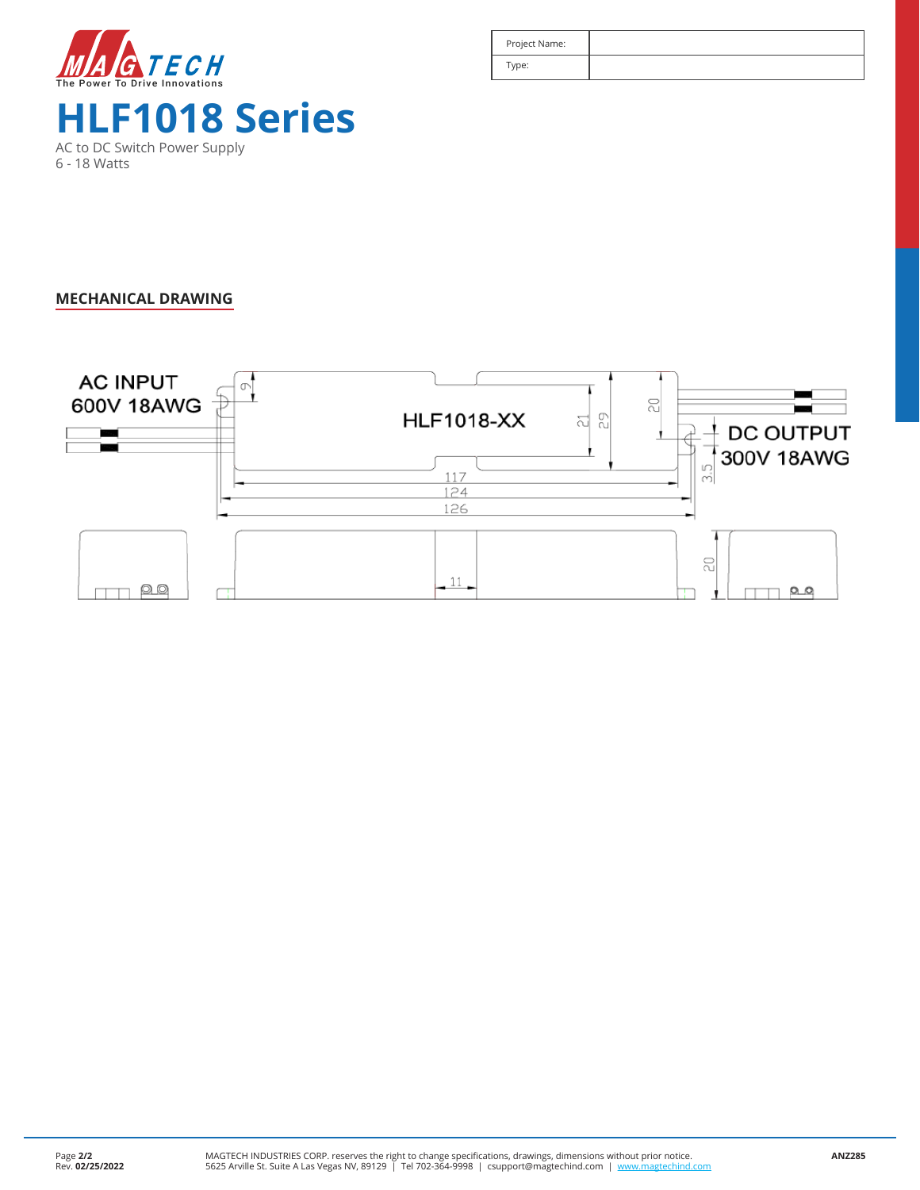MAGTECH
The Power To Drive Innovations

| Project Name: | |
|---|---|
| Type: | |

# HLF1018 Series

AC to DC Switch Power Supply
6 - 18 Watts

## MECHANICAL DRAWING

AC INPUT
600V 18AWG

HLF1018-XX

DC OUTPUT
300V 18AWG

9
21
29
20
3.5
117
124
126
11
20

MAGTECH INDUSTRIES CORP. reserves the right to change specifications, drawings, dimensions without prior notice.
5625 Arville St. Suite A Las Vegas NV, 89129 | Tel 702-364-9998 | csupport@magtechind.com | www.magtechind.com

Rev. **02/25/2022**

**ANZ285**